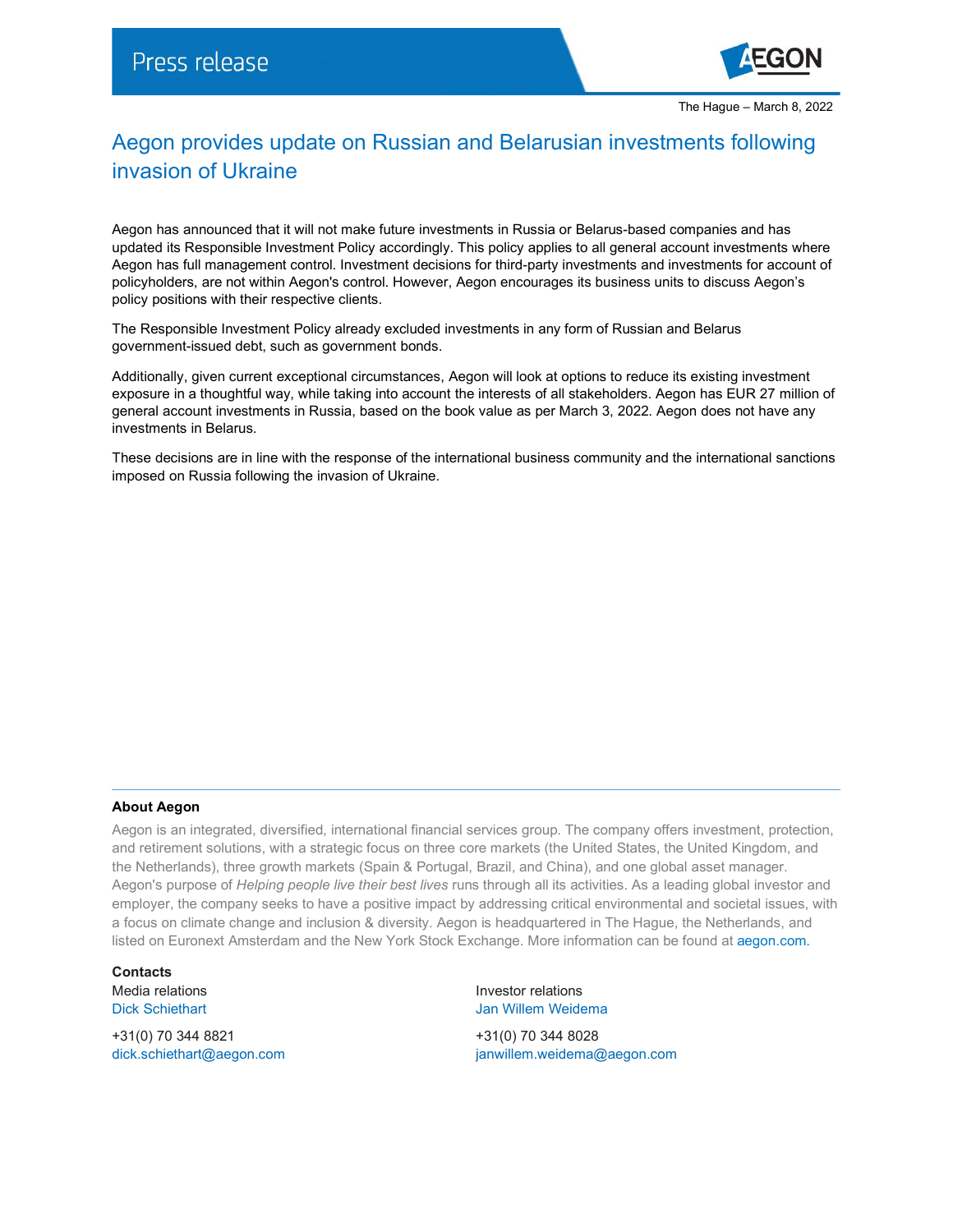Press release

The Hague – March 8, 2022

# Aegon provides update on Russian and Belarusian investments following invasion of Ukraine

Aegon has announced that it will not make future investments in Russia or Belarus-based companies and has updated its Responsible Investment Policy accordingly. This policy applies to all general account investments where Aegon has full management control. Investment decisions for third-party investments and investments for account of policyholders, are not within Aegon's control. However, Aegon encourages its business units to discuss Aegon's policy positions with their respective clients.

The Responsible Investment Policy already excluded investments in any form of Russian and Belarus government-issued debt, such as government bonds.

Additionally, given current exceptional circumstances, Aegon will look at options to reduce its existing investment exposure in a thoughtful way, while taking into account the interests of all stakeholders. Aegon has EUR 27 million of general account investments in Russia, based on the book value as per March 3, 2022. Aegon does not have any investments in Belarus.

These decisions are in line with the response of the international business community and the international sanctions imposed on Russia following the invasion of Ukraine.

**About Aegon**

Aegon is an integrated, diversified, international financial services group. The company offers investment, protection, and retirement solutions, with a strategic focus on three core markets (the United States, the United Kingdom, and the Netherlands), three growth markets (Spain & Portugal, Brazil, and China), and one global asset manager. Aegon's purpose of *Helping people live their best lives* runs through all its activities. As a leading global investor and employer, the company seeks to have a positive impact by addressing critical environmental and societal issues, with a focus on climate change and inclusion & diversity. Aegon is headquartered in The Hague, the Netherlands, and listed on Euronext Amsterdam and the New York Stock Exchange. More information can be found at aegon.com.

**Contacts**

Media relations
Dick Schiethart

+31(0) 70 344 8821
dick.schiethart@aegon.com

Investor relations
Jan Willem Weidema

+31(0) 70 344 8028
janwillem.weidema@aegon.com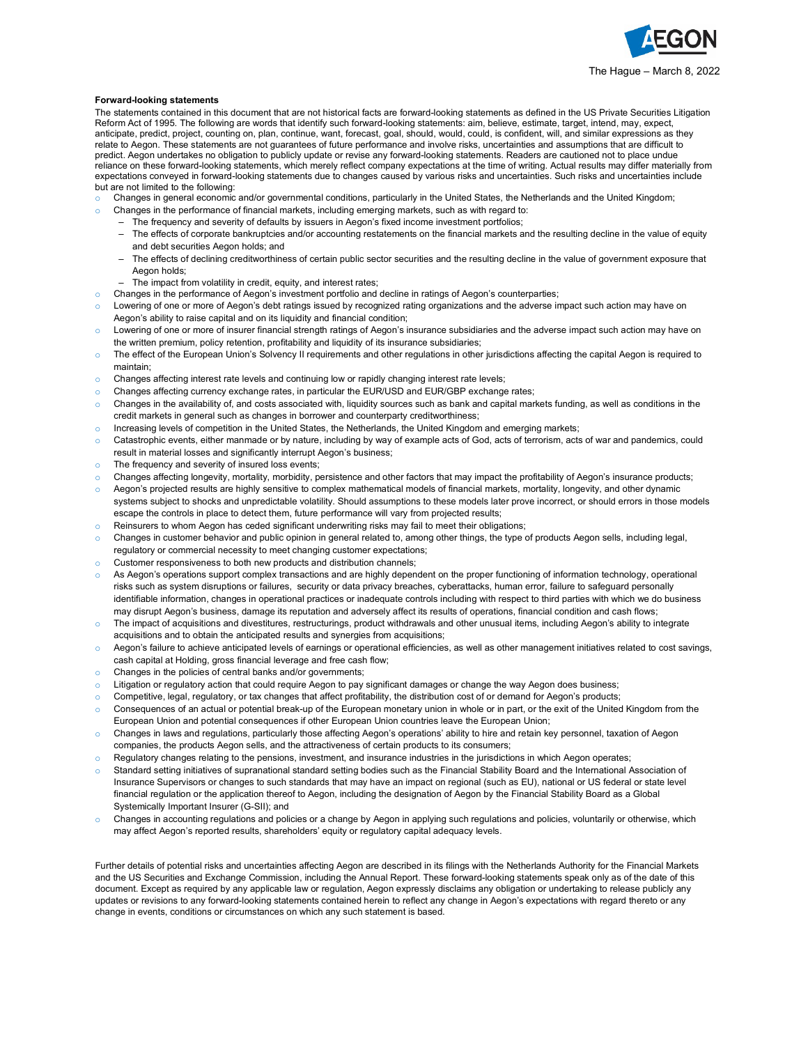The Hague – March 8, 2022

**Forward-looking statements**

The statements contained in this document that are not historical facts are forward-looking statements as defined in the US Private Securities Litigation Reform Act of 1995. The following are words that identify such forward-looking statements: aim, believe, estimate, target, intend, may, expect, anticipate, predict, project, counting on, plan, continue, want, forecast, goal, should, would, could, is confident, will, and similar expressions as they relate to Aegon. These statements are not guarantees of future performance and involve risks, uncertainties and assumptions that are difficult to predict. Aegon undertakes no obligation to publicly update or revise any forward-looking statements. Readers are cautioned not to place undue reliance on these forward-looking statements, which merely reflect company expectations at the time of writing. Actual results may differ materially from expectations conveyed in forward-looking statements due to changes caused by various risks and uncertainties. Such risks and uncertainties include but are not limited to the following:

- Changes in general economic and/or governmental conditions, particularly in the United States, the Netherlands and the United Kingdom;
- Changes in the performance of financial markets, including emerging markets, such as with regard to:
  - The frequency and severity of defaults by issuers in Aegon's fixed income investment portfolios;
  - The effects of corporate bankruptcies and/or accounting restatements on the financial markets and the resulting decline in the value of equity and debt securities Aegon holds; and
  - The effects of declining creditworthiness of certain public sector securities and the resulting decline in the value of government exposure that Aegon holds;
  - The impact from volatility in credit, equity, and interest rates;
- Changes in the performance of Aegon's investment portfolio and decline in ratings of Aegon's counterparties;
- Lowering of one or more of Aegon's debt ratings issued by recognized rating organizations and the adverse impact such action may have on Aegon's ability to raise capital and on its liquidity and financial condition;
- Lowering of one or more of insurer financial strength ratings of Aegon's insurance subsidiaries and the adverse impact such action may have on the written premium, policy retention, profitability and liquidity of its insurance subsidiaries;
- The effect of the European Union's Solvency II requirements and other regulations in other jurisdictions affecting the capital Aegon is required to maintain;
- Changes affecting interest rate levels and continuing low or rapidly changing interest rate levels;
- Changes affecting currency exchange rates, in particular the EUR/USD and EUR/GBP exchange rates;
- Changes in the availability of, and costs associated with, liquidity sources such as bank and capital markets funding, as well as conditions in the credit markets in general such as changes in borrower and counterparty creditworthiness;
- Increasing levels of competition in the United States, the Netherlands, the United Kingdom and emerging markets;
- Catastrophic events, either manmade or by nature, including by way of example acts of God, acts of terrorism, acts of war and pandemics, could result in material losses and significantly interrupt Aegon's business;
- The frequency and severity of insured loss events;
- Changes affecting longevity, mortality, morbidity, persistence and other factors that may impact the profitability of Aegon's insurance products;
- Aegon's projected results are highly sensitive to complex mathematical models of financial markets, mortality, longevity, and other dynamic systems subject to shocks and unpredictable volatility. Should assumptions to these models later prove incorrect, or should errors in those models escape the controls in place to detect them, future performance will vary from projected results;
- Reinsurers to whom Aegon has ceded significant underwriting risks may fail to meet their obligations;
- Changes in customer behavior and public opinion in general related to, among other things, the type of products Aegon sells, including legal, regulatory or commercial necessity to meet changing customer expectations;
- Customer responsiveness to both new products and distribution channels;
- As Aegon's operations support complex transactions and are highly dependent on the proper functioning of information technology, operational risks such as system disruptions or failures, security or data privacy breaches, cyberattacks, human error, failure to safeguard personally identifiable information, changes in operational practices or inadequate controls including with respect to third parties with which we do business may disrupt Aegon's business, damage its reputation and adversely affect its results of operations, financial condition and cash flows;
- The impact of acquisitions and divestitures, restructurings, product withdrawals and other unusual items, including Aegon's ability to integrate acquisitions and to obtain the anticipated results and synergies from acquisitions;
- Aegon's failure to achieve anticipated levels of earnings or operational efficiencies, as well as other management initiatives related to cost savings, cash capital at Holding, gross financial leverage and free cash flow;
- Changes in the policies of central banks and/or governments;
- Litigation or regulatory action that could require Aegon to pay significant damages or change the way Aegon does business;
- Competitive, legal, regulatory, or tax changes that affect profitability, the distribution cost of or demand for Aegon's products;
- Consequences of an actual or potential break-up of the European monetary union in whole or in part, or the exit of the United Kingdom from the European Union and potential consequences if other European Union countries leave the European Union;
- Changes in laws and regulations, particularly those affecting Aegon's operations' ability to hire and retain key personnel, taxation of Aegon companies, the products Aegon sells, and the attractiveness of certain products to its consumers;
- Regulatory changes relating to the pensions, investment, and insurance industries in the jurisdictions in which Aegon operates;
- Standard setting initiatives of supranational standard setting bodies such as the Financial Stability Board and the International Association of Insurance Supervisors or changes to such standards that may have an impact on regional (such as EU), national or US federal or state level financial regulation or the application thereof to Aegon, including the designation of Aegon by the Financial Stability Board as a Global Systemically Important Insurer (G-SII); and
- Changes in accounting regulations and policies or a change by Aegon in applying such regulations and policies, voluntarily or otherwise, which may affect Aegon's reported results, shareholders' equity or regulatory capital adequacy levels.

Further details of potential risks and uncertainties affecting Aegon are described in its filings with the Netherlands Authority for the Financial Markets and the US Securities and Exchange Commission, including the Annual Report. These forward-looking statements speak only as of the date of this document. Except as required by any applicable law or regulation, Aegon expressly disclaims any obligation or undertaking to release publicly any updates or revisions to any forward-looking statements contained herein to reflect any change in Aegon's expectations with regard thereto or any change in events, conditions or circumstances on which any such statement is based.